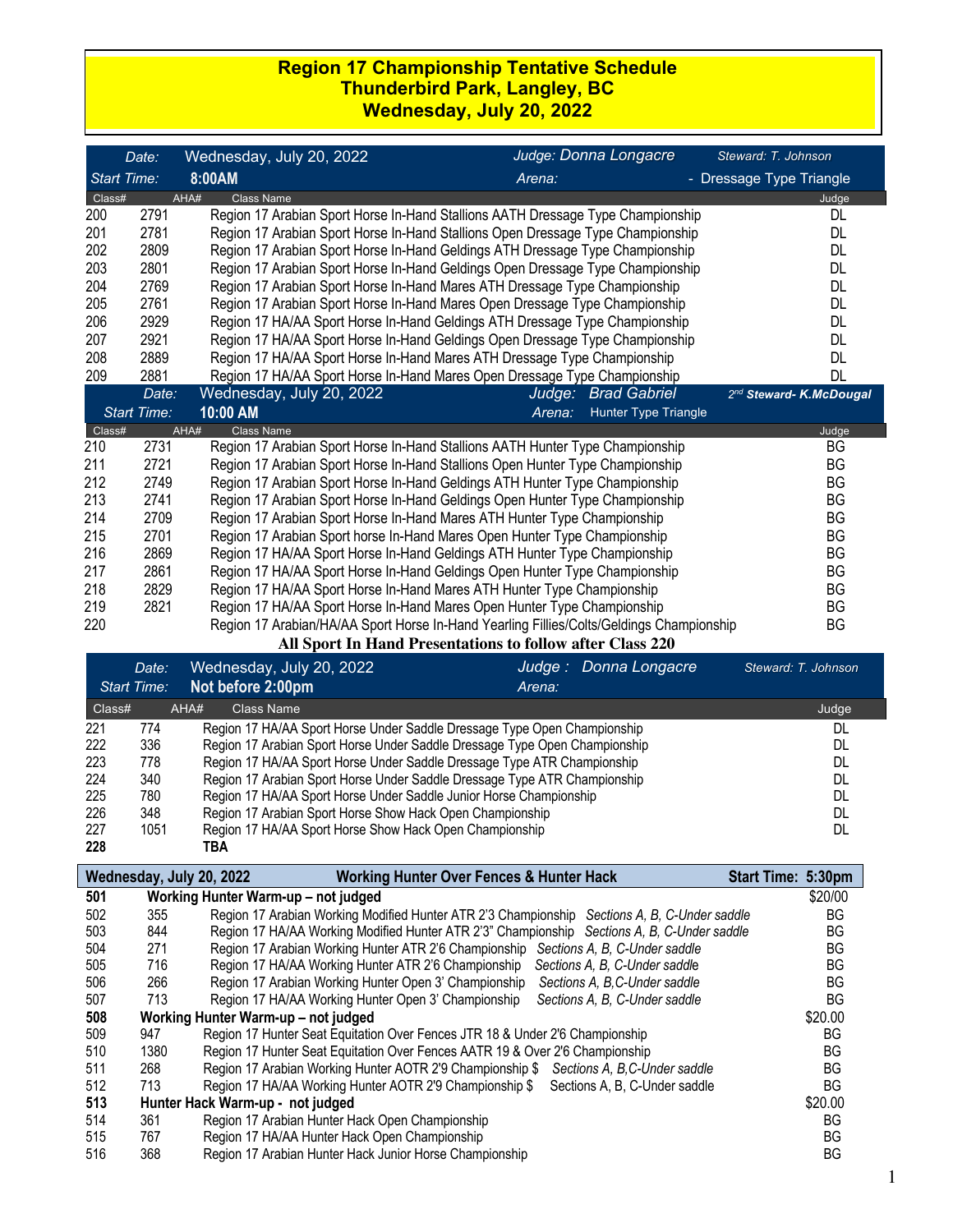# Region 17 Championship Tentative Schedule
# Thunderbird Park, Langley, BC
# Wednesday, July 20, 2022

**Date:** Wednesday, July 20, 2022 | **Judge:** *Donna Longacre* | **Steward:** *T. Johnson*
**Start Time:** 8:00AM | **Arena:** - Dressage Type Triangle

| Class# | AHA# | Class Name | Judge |
|---|---|---|---|
| 200 | 2791 | Region 17 Arabian Sport Horse In-Hand Stallions AATH Dressage Type Championship | DL |
| 201 | 2781 | Region 17 Arabian Sport Horse In-Hand Stallions Open Dressage Type Championship | DL |
| 202 | 2809 | Region 17 Arabian Sport Horse In-Hand Geldings ATH Dressage Type Championship | DL |
| 203 | 2801 | Region 17 Arabian Sport Horse In-Hand Geldings Open Dressage Type Championship | DL |
| 204 | 2769 | Region 17 Arabian Sport Horse In-Hand Mares ATH Dressage Type Championship | DL |
| 205 | 2761 | Region 17 Arabian Sport Horse In-Hand Mares Open Dressage Type Championship | DL |
| 206 | 2929 | Region 17 HA/AA Sport Horse In-Hand Geldings ATH Dressage Type Championship | DL |
| 207 | 2921 | Region 17 HA/AA Sport Horse In-Hand Geldings Open Dressage Type Championship | DL |
| 208 | 2889 | Region 17 HA/AA Sport Horse In-Hand Mares ATH Dressage Type Championship | DL |
| 209 | 2881 | Region 17 HA/AA Sport Horse In-Hand Mares Open Dressage Type Championship | DL |

**Date:** Wednesday, July 20, 2022 | **Judge:** *Brad Gabriel* | *2nd Steward- K.McDougal*
**Start Time:** 10:00 AM | **Arena:** Hunter Type Triangle

| Class# | AHA# | Class Name | Judge |
|---|---|---|---|
| 210 | 2731 | Region 17 Arabian Sport Horse In-Hand Stallions AATH Hunter Type Championship | BG |
| 211 | 2721 | Region 17 Arabian Sport Horse In-Hand Stallions Open Hunter Type Championship | BG |
| 212 | 2749 | Region 17 Arabian Sport Horse In-Hand Geldings ATH Hunter Type Championship | BG |
| 213 | 2741 | Region 17 Arabian Sport Horse In-Hand Geldings Open Hunter Type Championship | BG |
| 214 | 2709 | Region 17 Arabian Sport Horse In-Hand Mares ATH Hunter Type Championship | BG |
| 215 | 2701 | Region 17 Arabian Sport horse In-Hand Mares Open Hunter Type Championship | BG |
| 216 | 2869 | Region 17 HA/AA Sport Horse In-Hand Geldings ATH Hunter Type Championship | BG |
| 217 | 2861 | Region 17 HA/AA Sport Horse In-Hand Geldings Open Hunter Type Championship | BG |
| 218 | 2829 | Region 17 HA/AA Sport Horse In-Hand Mares ATH Hunter Type Championship | BG |
| 219 | 2821 | Region 17 HA/AA Sport Horse In-Hand Mares Open Hunter Type Championship | BG |
| 220 | | Region 17 Arabian/HA/AA Sport Horse In-Hand Yearling Fillies/Colts/Geldings Championship | BG |

**All Sport In Hand Presentations to follow after Class 220**

**Date:** Wednesday, July 20, 2022 | **Judge :** *Donna Longacre* | **Steward:** *T. Johnson*
**Start Time:** Not before 2:00pm | **Arena:**

| Class# | AHA# | Class Name | Judge |
|---|---|---|---|
| 221 | 774 | Region 17 HA/AA Sport Horse Under Saddle Dressage Type Open Championship | DL |
| 222 | 336 | Region 17 Arabian Sport Horse Under Saddle Dressage Type Open Championship | DL |
| 223 | 778 | Region 17 HA/AA Sport Horse Under Saddle Dressage Type ATR Championship | DL |
| 224 | 340 | Region 17 Arabian Sport Horse Under Saddle Dressage Type ATR Championship | DL |
| 225 | 780 | Region 17 HA/AA Sport Horse Under Saddle Junior Horse Championship | DL |
| 226 | 348 | Region 17 Arabian Sport Horse Show Hack Open Championship | DL |
| 227 | 1051 | Region 17 HA/AA Sport Horse Show Hack Open Championship | DL |
| **228** | | **TBA** | |

**Wednesday, July 20, 2022 — Working Hunter Over Fences & Hunter Hack — Start Time: 5:30pm**

| Class# | AHA# | Class Name | Judge |
|---|---|---|---|
| **501** | | **Working Hunter Warm-up – not judged** | $20/00 |
| 502 | 355 | Region 17 Arabian Working Modified Hunter ATR 2'3 Championship *Sections A, B, C-Under saddle* | BG |
| 503 | 844 | Region 17 HA/AA Working Modified Hunter ATR 2'3" Championship *Sections A, B, C-Under saddle* | BG |
| 504 | 271 | Region 17 Arabian Working Hunter ATR 2'6 Championship *Sections A, B, C-Under saddle* | BG |
| 505 | 716 | Region 17 HA/AA Working Hunter ATR 2'6 Championship *Sections A, B, C-Under saddle* | BG |
| 506 | 266 | Region 17 Arabian Working Hunter Open 3' Championship *Sections A, B,C-Under saddle* | BG |
| 507 | 713 | Region 17 HA/AA Working Hunter Open 3' Championship *Sections A, B, C-Under saddle* | BG |
| **508** | | **Working Hunter Warm-up – not judged** | $20.00 |
| 509 | 947 | Region 17 Hunter Seat Equitation Over Fences JTR 18 & Under 2'6 Championship | BG |
| 510 | 1380 | Region 17 Hunter Seat Equitation Over Fences AATR 19 & Over 2'6 Championship | BG |
| 511 | 268 | Region 17 Arabian Working Hunter AOTR 2'9 Championship $ *Sections A, B,C-Under saddle* | BG |
| 512 | 713 | Region 17 HA/AA Working Hunter AOTR 2'9 Championship $ Sections A, B, C-Under saddle | BG |
| **513** | | **Hunter Hack Warm-up - not judged** | $20.00 |
| 514 | 361 | Region 17 Arabian Hunter Hack Open Championship | BG |
| 515 | 767 | Region 17 HA/AA Hunter Hack Open Championship | BG |
| 516 | 368 | Region 17 Arabian Hunter Hack Junior Horse Championship | BG |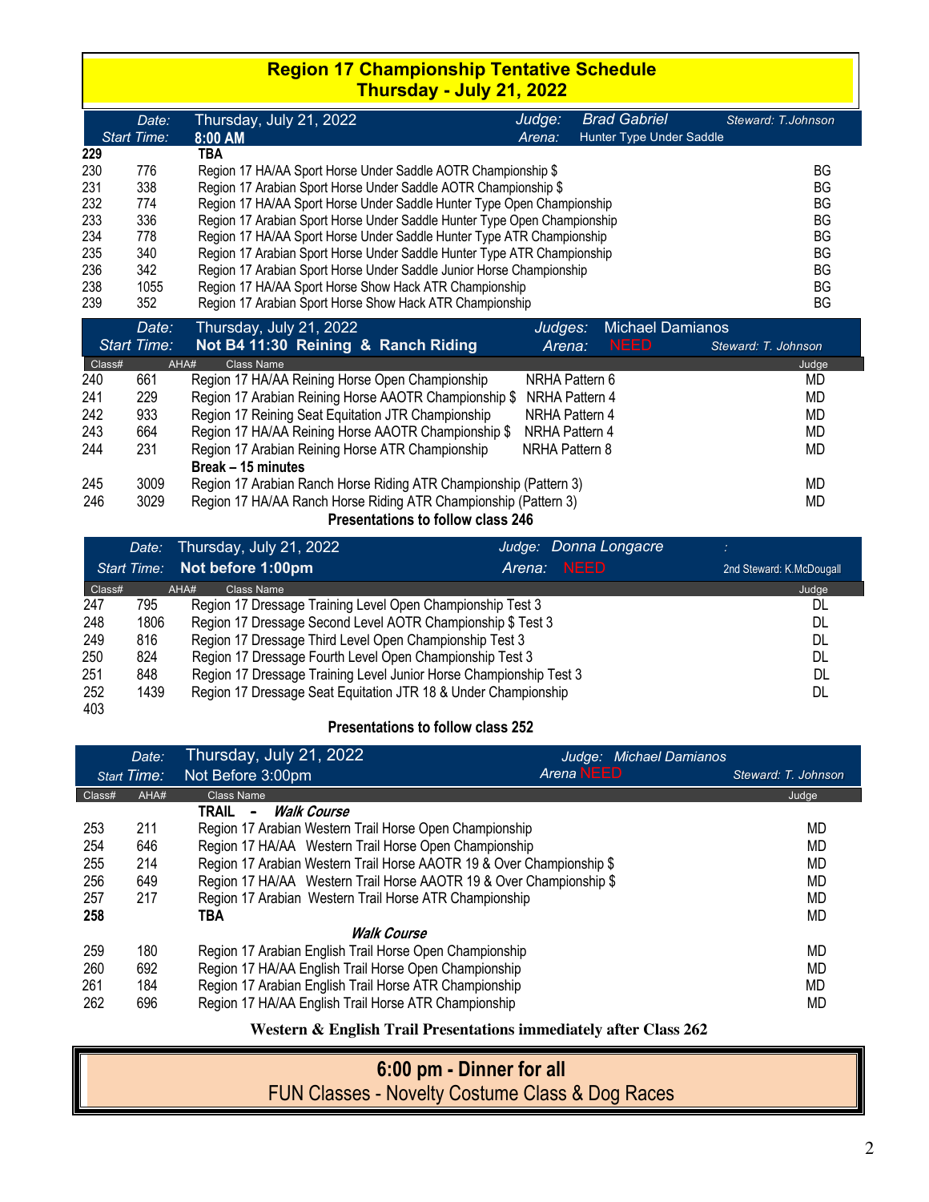# Region 17 Championship Tentative Schedule
## Thursday - July 21, 2022

**Date:** Thursday, July 21, 2022 **Judge:** Brad Gabriel **Steward:** T.Johnson
**Start Time:** 8:00 AM **Arena:** Hunter Type Under Saddle

| Class# | AHA# | Class Name | Judge |
|---|---|---|---|
| **229** | | **TBA** | |
| 230 | 776 | Region 17 HA/AA Sport Horse Under Saddle AOTR Championship $ | BG |
| 231 | 338 | Region 17 Arabian Sport Horse Under Saddle AOTR Championship $ | BG |
| 232 | 774 | Region 17 HA/AA Sport Horse Under Saddle Hunter Type Open Championship | BG |
| 233 | 336 | Region 17 Arabian Sport Horse Under Saddle Hunter Type Open Championship | BG |
| 234 | 778 | Region 17 HA/AA Sport Horse Under Saddle Hunter Type ATR Championship | BG |
| 235 | 340 | Region 17 Arabian Sport Horse Under Saddle Hunter Type ATR Championship | BG |
| 236 | 342 | Region 17 Arabian Sport Horse Under Saddle Junior Horse Championship | BG |
| 238 | 1055 | Region 17 HA/AA Sport Horse Show Hack ATR Championship | BG |
| 239 | 352 | Region 17 Arabian Sport Horse Show Hack ATR Championship | BG |

**Date:** Thursday, July 21, 2022 **Judges:** Michael Damianos
**Start Time:** Not B4 11:30 Reining & Ranch Riding **Arena:** NEED **Steward:** T. Johnson

| Class# | AHA# | Class Name | | Judge |
|---|---|---|---|---|
| 240 | 661 | Region 17 HA/AA Reining Horse Open Championship | NRHA Pattern 6 | MD |
| 241 | 229 | Region 17 Arabian Reining Horse AAOTR Championship $ | NRHA Pattern 4 | MD |
| 242 | 933 | Region 17 Reining Seat Equitation JTR Championship | NRHA Pattern 4 | MD |
| 243 | 664 | Region 17 HA/AA Reining Horse AAOTR Championship $ | NRHA Pattern 4 | MD |
| 244 | 231 | Region 17 Arabian Reining Horse ATR Championship | NRHA Pattern 8 | MD |
| | | **Break – 15 minutes** | | |
| 245 | 3009 | Region 17 Arabian Ranch Horse Riding ATR Championship (Pattern 3) | | MD |
| 246 | 3029 | Region 17 HA/AA Ranch Horse Riding ATR Championship (Pattern 3) | | MD |

**Presentations to follow class 246**

**Date:** Thursday, July 21, 2022 **Judge:** Donna Longacre
**Start Time:** Not before 1:00pm **Arena:** NEED **2nd Steward:** K.McDougall

| Class# | AHA# | Class Name | Judge |
|---|---|---|---|
| 247 | 795 | Region 17 Dressage Training Level Open Championship Test 3 | DL |
| 248 | 1806 | Region 17 Dressage Second Level AOTR Championship $ Test 3 | DL |
| 249 | 816 | Region 17 Dressage Third Level Open Championship Test 3 | DL |
| 250 | 824 | Region 17 Dressage Fourth Level Open Championship Test 3 | DL |
| 251 | 848 | Region 17 Dressage Training Level Junior Horse Championship Test 3 | DL |
| 252 | 1439 | Region 17 Dressage Seat Equitation JTR 18 & Under Championship | DL |
| 403 | | | |

**Presentations to follow class 252**

**Date:** Thursday, July 21, 2022 **Judge:** Michael Damianos
**Start Time:** Not Before 3:00pm **Arena** NEED **Steward:** T. Johnson

| Class# | AHA# | Class Name | Judge |
|---|---|---|---|
| | | **TRAIL - *Walk Course*** | |
| 253 | 211 | Region 17 Arabian Western Trail Horse Open Championship | MD |
| 254 | 646 | Region 17 HA/AA Western Trail Horse Open Championship | MD |
| 255 | 214 | Region 17 Arabian Western Trail Horse AAOTR 19 & Over Championship $ | MD |
| 256 | 649 | Region 17 HA/AA Western Trail Horse AAOTR 19 & Over Championship $ | MD |
| 257 | 217 | Region 17 Arabian Western Trail Horse ATR Championship | MD |
| **258** | | **TBA** | MD |
| | | ***Walk Course*** | |
| 259 | 180 | Region 17 Arabian English Trail Horse Open Championship | MD |
| 260 | 692 | Region 17 HA/AA English Trail Horse Open Championship | MD |
| 261 | 184 | Region 17 Arabian English Trail Horse ATR Championship | MD |
| 262 | 696 | Region 17 HA/AA English Trail Horse ATR Championship | MD |

**Western & English Trail Presentations immediately after Class 262**

**6:00 pm - Dinner for all**

FUN Classes - Novelty Costume Class & Dog Races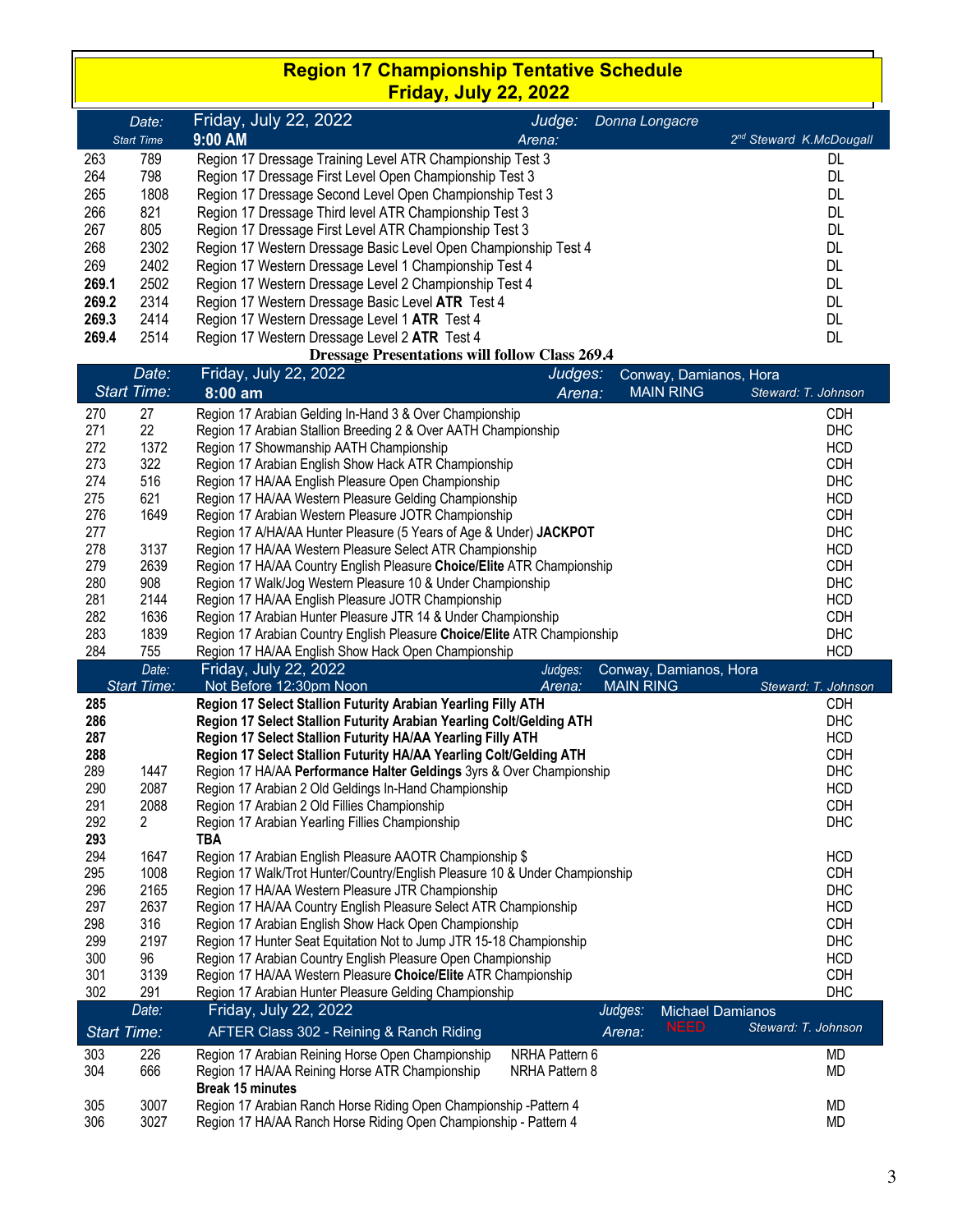# Region 17 Championship Tentative Schedule
# Friday, July 22, 2022

| Date: | Friday, July 22, 2022 | Judge: Donna Longacre | |
|---|---|---|---|
| Start Time | 9:00 AM | Arena: | 2nd Steward K.McDougall |

| | | | |
|---|---|---|---|
| 263 | 789 | Region 17 Dressage Training Level ATR Championship Test 3 | DL |
| 264 | 798 | Region 17 Dressage First Level Open Championship Test 3 | DL |
| 265 | 1808 | Region 17 Dressage Second Level Open Championship Test 3 | DL |
| 266 | 821 | Region 17 Dressage Third level ATR Championship Test 3 | DL |
| 267 | 805 | Region 17 Dressage First Level ATR Championship Test 3 | DL |
| 268 | 2302 | Region 17 Western Dressage Basic Level Open Championship Test 4 | DL |
| 269 | 2402 | Region 17 Western Dressage Level 1 Championship Test 4 | DL |
| **269.1** | 2502 | Region 17 Western Dressage Level 2 Championship Test 4 | DL |
| **269.2** | 2314 | Region 17 Western Dressage Basic Level **ATR** Test 4 | DL |
| **269.3** | 2414 | Region 17 Western Dressage Level 1 **ATR** Test 4 | DL |
| **269.4** | 2514 | Region 17 Western Dressage Level 2 **ATR** Test 4 | DL |

**Dressage Presentations will follow Class 269.4**

| Date: | Friday, July 22, 2022 | Judges: Conway, Damianos, Hora | |
|---|---|---|---|
| Start Time: | 8:00 am | Arena: MAIN RING | Steward: T. Johnson |

| | | | |
|---|---|---|---|
| 270 | 27 | Region 17 Arabian Gelding In-Hand 3 & Over Championship | CDH |
| 271 | 22 | Region 17 Arabian Stallion Breeding 2 & Over AATH Championship | DHC |
| 272 | 1372 | Region 17 Showmanship AATH Championship | HCD |
| 273 | 322 | Region 17 Arabian English Show Hack ATR Championship | CDH |
| 274 | 516 | Region 17 HA/AA English Pleasure Open Championship | DHC |
| 275 | 621 | Region 17 HA/AA Western Pleasure Gelding Championship | HCD |
| 276 | 1649 | Region 17 Arabian Western Pleasure JOTR Championship | CDH |
| 277 | | Region 17 A/HA/AA Hunter Pleasure (5 Years of Age & Under) **JACKPOT** | DHC |
| 278 | 3137 | Region 17 HA/AA Western Pleasure Select ATR Championship | HCD |
| 279 | 2639 | Region 17 HA/AA Country English Pleasure **Choice/Elite** ATR Championship | CDH |
| 280 | 908 | Region 17 Walk/Jog Western Pleasure 10 & Under Championship | DHC |
| 281 | 2144 | Region 17 HA/AA English Pleasure JOTR Championship | HCD |
| 282 | 1636 | Region 17 Arabian Hunter Pleasure JTR 14 & Under Championship | CDH |
| 283 | 1839 | Region 17 Arabian Country English Pleasure **Choice/Elite** ATR Championship | DHC |
| 284 | 755 | Region 17 HA/AA English Show Hack Open Championship | HCD |

| Date: | Friday, July 22, 2022 | Judges: Conway, Damianos, Hora | |
|---|---|---|---|
| Start Time: | Not Before 12:30pm Noon | Arena: MAIN RING | Steward: T. Johnson |

| | | | |
|---|---|---|---|
| **285** | | **Region 17 Select Stallion Futurity Arabian Yearling Filly ATH** | CDH |
| **286** | | **Region 17 Select Stallion Futurity Arabian Yearling Colt/Gelding ATH** | DHC |
| **287** | | **Region 17 Select Stallion Futurity HA/AA Yearling Filly ATH** | HCD |
| **288** | | **Region 17 Select Stallion Futurity HA/AA Yearling Colt/Gelding ATH** | CDH |
| 289 | 1447 | Region 17 HA/AA **Performance Halter Geldings** 3yrs & Over Championship | DHC |
| 290 | 2087 | Region 17 Arabian 2 Old Geldings In-Hand Championship | HCD |
| 291 | 2088 | Region 17 Arabian 2 Old Fillies Championship | CDH |
| 292 | 2 | Region 17 Arabian Yearling Fillies Championship | DHC |
| **293** | | **TBA** | |
| 294 | 1647 | Region 17 Arabian English Pleasure AAOTR Championship $ | HCD |
| 295 | 1008 | Region 17 Walk/Trot Hunter/Country/English Pleasure 10 & Under Championship | CDH |
| 296 | 2165 | Region 17 HA/AA Western Pleasure JTR Championship | DHC |
| 297 | 2637 | Region 17 HA/AA Country English Pleasure Select ATR Championship | HCD |
| 298 | 316 | Region 17 Arabian English Show Hack Open Championship | CDH |
| 299 | 2197 | Region 17 Hunter Seat Equitation Not to Jump JTR 15-18 Championship | DHC |
| 300 | 96 | Region 17 Arabian Country English Pleasure Open Championship | HCD |
| 301 | 3139 | Region 17 HA/AA Western Pleasure **Choice/Elite** ATR Championship | CDH |
| 302 | 291 | Region 17 Arabian Hunter Pleasure Gelding Championship | DHC |

| Date: | Friday, July 22, 2022 | Judges: Michael Damianos | |
|---|---|---|---|
| Start Time: | AFTER Class 302 - Reining & Ranch Riding | Arena: NEED | Steward: T. Johnson |

| | | | |
|---|---|---|---|
| 303 | 226 | Region 17 Arabian Reining Horse Open Championship NRHA Pattern 6 | MD |
| 304 | 666 | Region 17 HA/AA Reining Horse ATR Championship NRHA Pattern 8 | MD |
| | | **Break 15 minutes** | |
| 305 | 3007 | Region 17 Arabian Ranch Horse Riding Open Championship -Pattern 4 | MD |
| 306 | 3027 | Region 17 HA/AA Ranch Horse Riding Open Championship - Pattern 4 | MD |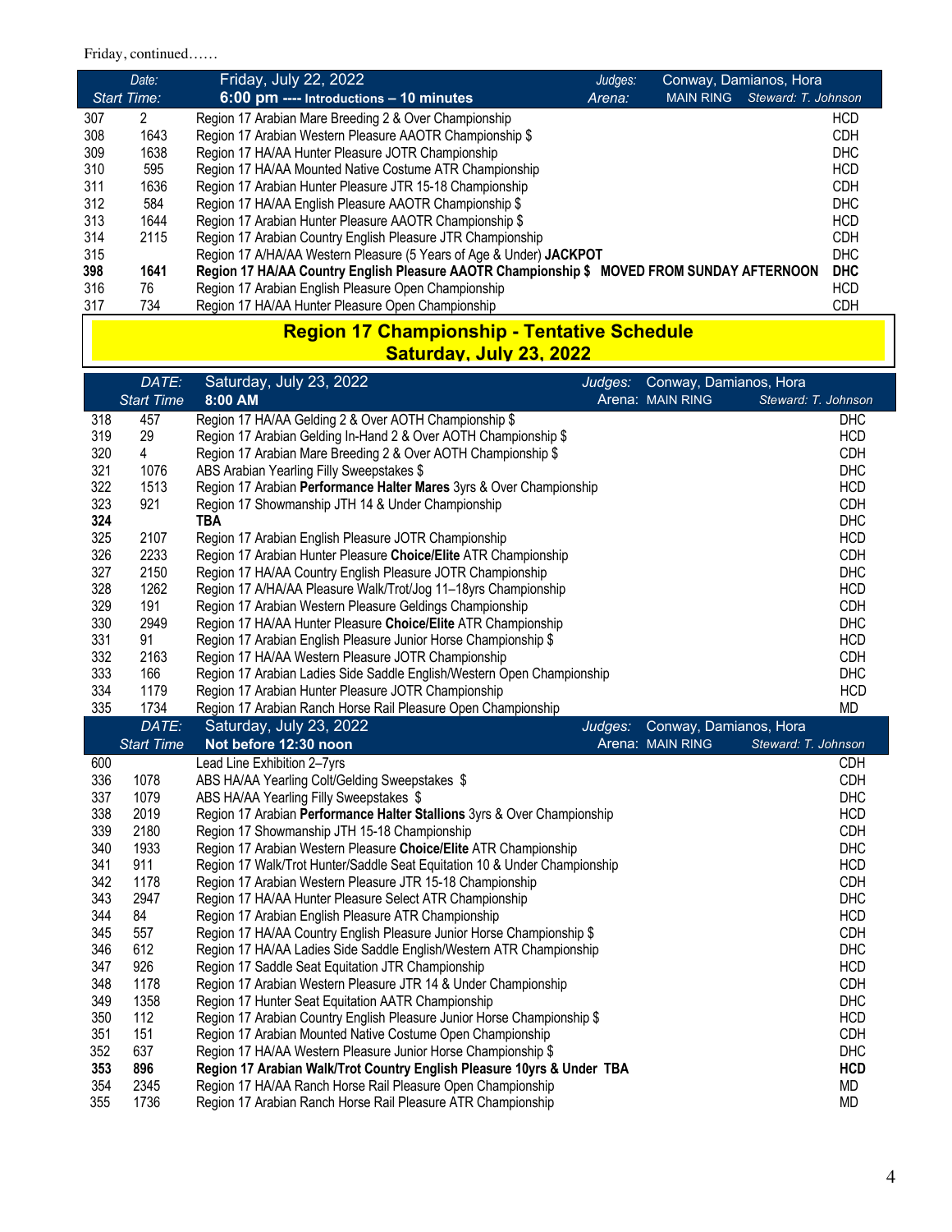Friday, continued……

| | Date: Start Time: | Friday, July 22, 2022 **6:00 pm ---- Introductions – 10 minutes** | Judges: Arena: | Conway, Damianos, Hora MAIN RING Steward: T. Johnson |
|---|---|---|---|---|
| 307 | 2 | Region 17 Arabian Mare Breeding 2 & Over Championship | | HCD |
| 308 | 1643 | Region 17 Arabian Western Pleasure AAOTR Championship $ | | CDH |
| 309 | 1638 | Region 17 HA/AA Hunter Pleasure JOTR Championship | | DHC |
| 310 | 595 | Region 17 HA/AA Mounted Native Costume ATR Championship | | HCD |
| 311 | 1636 | Region 17 Arabian Hunter Pleasure JTR 15-18 Championship | | CDH |
| 312 | 584 | Region 17 HA/AA English Pleasure AAOTR Championship $ | | DHC |
| 313 | 1644 | Region 17 Arabian Hunter Pleasure AAOTR Championship $ | | HCD |
| 314 | 2115 | Region 17 Arabian Country English Pleasure JTR Championship | | CDH |
| 315 | | Region 17 A/HA/AA Western Pleasure (5 Years of Age & Under) **JACKPOT** | | DHC |
| **398** | **1641** | **Region 17 HA/AA Country English Pleasure AAOTR Championship $ MOVED FROM SUNDAY AFTERNOON** | | **DHC** |
| 316 | 76 | Region 17 Arabian English Pleasure Open Championship | | HCD |
| 317 | 734 | Region 17 HA/AA Hunter Pleasure Open Championship | | CDH |

## Region 17 Championship - Tentative Schedule
## Saturday, July 23, 2022

| | DATE: Start Time | Saturday, July 23, 2022 **8:00 AM** | Judges: Arena: | Conway, Damianos, Hora MAIN RING Steward: T. Johnson |
|---|---|---|---|---|
| 318 | 457 | Region 17 HA/AA Gelding 2 & Over AOTH Championship $ | | DHC |
| 319 | 29 | Region 17 Arabian Gelding In-Hand 2 & Over AOTH Championship $ | | HCD |
| 320 | 4 | Region 17 Arabian Mare Breeding 2 & Over AOTH Championship $ | | CDH |
| 321 | 1076 | ABS Arabian Yearling Filly Sweepstakes $ | | DHC |
| 322 | 1513 | Region 17 Arabian **Performance Halter Mares** 3yrs & Over Championship | | HCD |
| 323 | 921 | Region 17 Showmanship JTH 14 & Under Championship | | CDH |
| **324** | | **TBA** | | DHC |
| 325 | 2107 | Region 17 Arabian English Pleasure JOTR Championship | | HCD |
| 326 | 2233 | Region 17 Arabian Hunter Pleasure **Choice/Elite** ATR Championship | | CDH |
| 327 | 2150 | Region 17 HA/AA Country English Pleasure JOTR Championship | | DHC |
| 328 | 1262 | Region 17 A/HA/AA Pleasure Walk/Trot/Jog 11–18yrs Championship | | HCD |
| 329 | 191 | Region 17 Arabian Western Pleasure Geldings Championship | | CDH |
| 330 | 2949 | Region 17 HA/AA Hunter Pleasure **Choice/Elite** ATR Championship | | DHC |
| 331 | 91 | Region 17 Arabian English Pleasure Junior Horse Championship $ | | HCD |
| 332 | 2163 | Region 17 HA/AA Western Pleasure JOTR Championship | | CDH |
| 333 | 166 | Region 17 Arabian Ladies Side Saddle English/Western Open Championship | | DHC |
| 334 | 1179 | Region 17 Arabian Hunter Pleasure JOTR Championship | | HCD |
| 335 | 1734 | Region 17 Arabian Ranch Horse Rail Pleasure Open Championship | | MD |

| | DATE: Start Time | Saturday, July 23, 2022 **Not before 12:30 noon** | Judges: Arena: | Conway, Damianos, Hora MAIN RING Steward: T. Johnson |
|---|---|---|---|---|
| 600 | | Lead Line Exhibition 2–7yrs | | CDH |
| 336 | 1078 | ABS HA/AA Yearling Colt/Gelding Sweepstakes $ | | CDH |
| 337 | 1079 | ABS HA/AA Yearling Filly Sweepstakes $ | | DHC |
| 338 | 2019 | Region 17 Arabian **Performance Halter Stallions** 3yrs & Over Championship | | HCD |
| 339 | 2180 | Region 17 Showmanship JTH 15-18 Championship | | CDH |
| 340 | 1933 | Region 17 Arabian Western Pleasure **Choice/Elite** ATR Championship | | DHC |
| 341 | 911 | Region 17 Walk/Trot Hunter/Saddle Seat Equitation 10 & Under Championship | | HCD |
| 342 | 1178 | Region 17 Arabian Western Pleasure JTR 15-18 Championship | | CDH |
| 343 | 2947 | Region 17 HA/AA Hunter Pleasure Select ATR Championship | | DHC |
| 344 | 84 | Region 17 Arabian English Pleasure ATR Championship | | HCD |
| 345 | 557 | Region 17 HA/AA Country English Pleasure Junior Horse Championship $ | | CDH |
| 346 | 612 | Region 17 HA/AA Ladies Side Saddle English/Western ATR Championship | | DHC |
| 347 | 926 | Region 17 Saddle Seat Equitation JTR Championship | | HCD |
| 348 | 1178 | Region 17 Arabian Western Pleasure JTR 14 & Under Championship | | CDH |
| 349 | 1358 | Region 17 Hunter Seat Equitation AATR Championship | | DHC |
| 350 | 112 | Region 17 Arabian Country English Pleasure Junior Horse Championship $ | | HCD |
| 351 | 151 | Region 17 Arabian Mounted Native Costume Open Championship | | CDH |
| 352 | 637 | Region 17 HA/AA Western Pleasure Junior Horse Championship $ | | DHC |
| **353** | **896** | **Region 17 Arabian Walk/Trot Country English Pleasure 10yrs & Under TBA** | | **HCD** |
| 354 | 2345 | Region 17 HA/AA Ranch Horse Rail Pleasure Open Championship | | MD |
| 355 | 1736 | Region 17 Arabian Ranch Horse Rail Pleasure ATR Championship | | MD |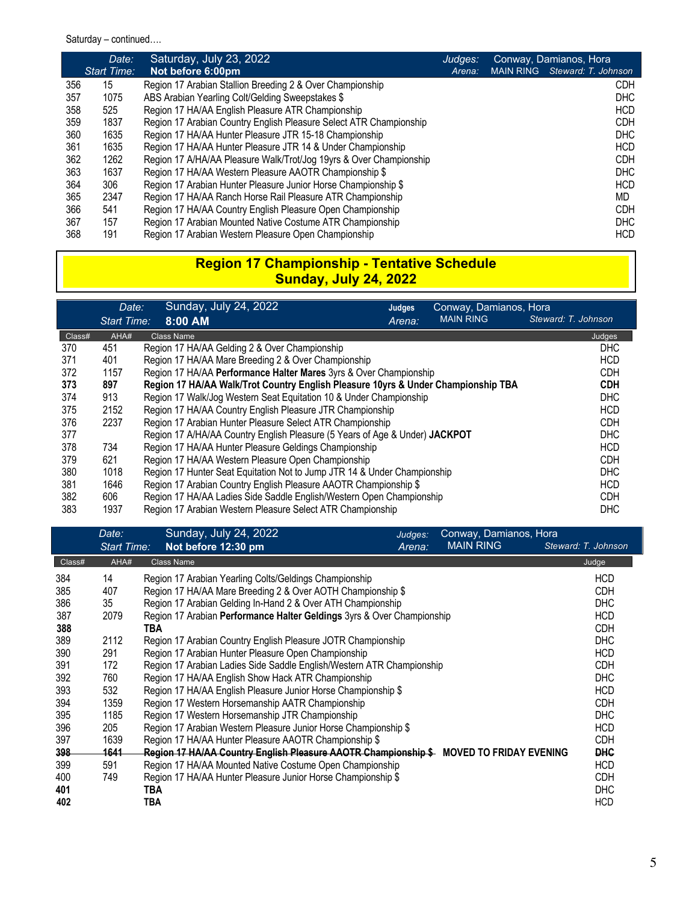Saturday – continued….

| | Date: Start Time: | Saturday, July 23, 2022 **Not before 6:00pm** | Judges: Conway, Damianos, Hora Arena: MAIN RING Steward: T. Johnson |
|---|---|---|---|
| 356 | 15 | Region 17 Arabian Stallion Breeding 2 & Over Championship | CDH |
| 357 | 1075 | ABS Arabian Yearling Colt/Gelding Sweepstakes $ | DHC |
| 358 | 525 | Region 17 HA/AA English Pleasure ATR Championship | HCD |
| 359 | 1837 | Region 17 Arabian Country English Pleasure Select ATR Championship | CDH |
| 360 | 1635 | Region 17 HA/AA Hunter Pleasure JTR 15-18 Championship | DHC |
| 361 | 1635 | Region 17 HA/AA Hunter Pleasure JTR 14 & Under Championship | HCD |
| 362 | 1262 | Region 17 A/HA/AA Pleasure Walk/Trot/Jog 19yrs & Over Championship | CDH |
| 363 | 1637 | Region 17 HA/AA Western Pleasure AAOTR Championship $ | DHC |
| 364 | 306 | Region 17 Arabian Hunter Pleasure Junior Horse Championship $ | HCD |
| 365 | 2347 | Region 17 HA/AA Ranch Horse Rail Pleasure ATR Championship | MD |
| 366 | 541 | Region 17 HA/AA Country English Pleasure Open Championship | CDH |
| 367 | 157 | Region 17 Arabian Mounted Native Costume ATR Championship | DHC |
| 368 | 191 | Region 17 Arabian Western Pleasure Open Championship | HCD |

## Region 17 Championship - Tentative Schedule
## Sunday, July 24, 2022

Date: Sunday, July 24, 2022 — Start Time: **8:00 AM** — Judges: Conway, Damianos, Hora — Arena: MAIN RING — Steward: T. Johnson

| Class# | AHA# | Class Name | Judges |
|---|---|---|---|
| 370 | 451 | Region 17 HA/AA Gelding 2 & Over Championship | DHC |
| 371 | 401 | Region 17 HA/AA Mare Breeding 2 & Over Championship | HCD |
| 372 | 1157 | Region 17 HA/AA **Performance Halter Mares** 3yrs & Over Championship | CDH |
| **373** | **897** | **Region 17 HA/AA Walk/Trot Country English Pleasure 10yrs & Under Championship TBA** | **CDH** |
| 374 | 913 | Region 17 Walk/Jog Western Seat Equitation 10 & Under Championship | DHC |
| 375 | 2152 | Region 17 HA/AA Country English Pleasure JTR Championship | HCD |
| 376 | 2237 | Region 17 Arabian Hunter Pleasure Select ATR Championship | CDH |
| 377 | | Region 17 A/HA/AA Country English Pleasure (5 Years of Age & Under) **JACKPOT** | DHC |
| 378 | 734 | Region 17 HA/AA Hunter Pleasure Geldings Championship | HCD |
| 379 | 621 | Region 17 HA/AA Western Pleasure Open Championship | CDH |
| 380 | 1018 | Region 17 Hunter Seat Equitation Not to Jump JTR 14 & Under Championship | DHC |
| 381 | 1646 | Region 17 Arabian Country English Pleasure AAOTR Championship $ | HCD |
| 382 | 606 | Region 17 HA/AA Ladies Side Saddle English/Western Open Championship | CDH |
| 383 | 1937 | Region 17 Arabian Western Pleasure Select ATR Championship | DHC |

Date: Sunday, July 24, 2022 — Start Time: **Not before 12:30 pm** — Judges: Conway, Damianos, Hora — Arena: MAIN RING — Steward: T. Johnson

| Class# | AHA# | Class Name | Judge |
|---|---|---|---|
| 384 | 14 | Region 17 Arabian Yearling Colts/Geldings Championship | HCD |
| 385 | 407 | Region 17 HA/AA Mare Breeding 2 & Over AOTH Championship $ | CDH |
| 386 | 35 | Region 17 Arabian Gelding In-Hand 2 & Over ATH Championship | DHC |
| 387 | 2079 | Region 17 Arabian **Performance Halter Geldings** 3yrs & Over Championship | HCD |
| **388** | | **TBA** | CDH |
| 389 | 2112 | Region 17 Arabian Country English Pleasure JOTR Championship | DHC |
| 390 | 291 | Region 17 Arabian Hunter Pleasure Open Championship | HCD |
| 391 | 172 | Region 17 Arabian Ladies Side Saddle English/Western ATR Championship | CDH |
| 392 | 760 | Region 17 HA/AA English Show Hack ATR Championship | DHC |
| 393 | 532 | Region 17 HA/AA English Pleasure Junior Horse Championship $ | HCD |
| 394 | 1359 | Region 17 Western Horsemanship AATR Championship | CDH |
| 395 | 1185 | Region 17 Western Horsemanship JTR Championship | DHC |
| 396 | 205 | Region 17 Arabian Western Pleasure Junior Horse Championship $ | HCD |
| 397 | 1639 | Region 17 HA/AA Hunter Pleasure AAOTR Championship $ | CDH |
| ~~**398**~~ | ~~**1641**~~ | ~~**Region 17 HA/AA Country English Pleasure AAOTR Championship $**~~ **MOVED TO FRIDAY EVENING** | ~~**DHC**~~ |
| 399 | 591 | Region 17 HA/AA Mounted Native Costume Open Championship | HCD |
| 400 | 749 | Region 17 HA/AA Hunter Pleasure Junior Horse Championship $ | CDH |
| **401** | | **TBA** | DHC |
| **402** | | **TBA** | HCD |